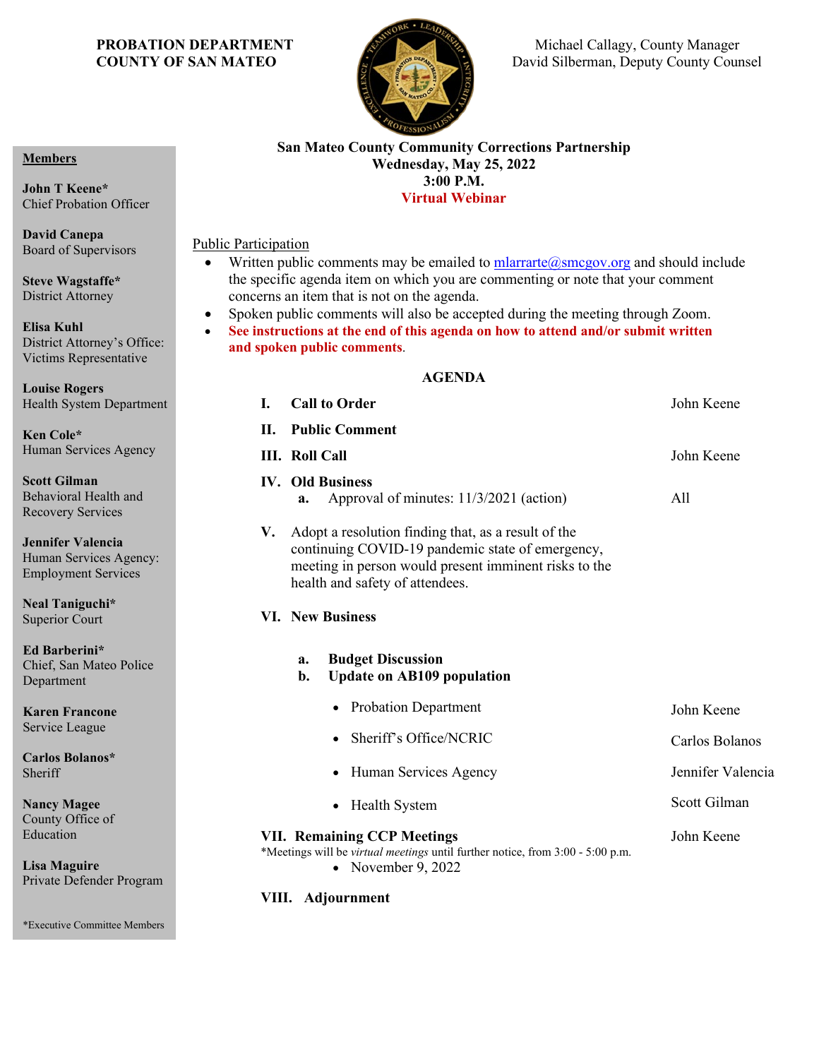**PROBATION DEPARTMENT**
**COUNTY OF SAN MATEO**

Michael Callagy, County Manager
David Silberman, Deputy County Counsel

**Members**

**John T Keene***
Chief Probation Officer

**David Canepa**
Board of Supervisors

**Steve Wagstaffe***
District Attorney

**Elisa Kuhl**
District Attorney's Office: Victims Representative

**Louise Rogers**
Health System Department

**Ken Cole***
Human Services Agency

**Scott Gilman**
Behavioral Health and Recovery Services

**Jennifer Valencia**
Human Services Agency: Employment Services

**Neal Taniguchi***
Superior Court

**Ed Barberini***
Chief, San Mateo Police Department

**Karen Francone**
Service League

**Carlos Bolanos***
Sheriff

**Nancy Magee**
County Office of Education

**Lisa Maguire**
Private Defender Program

*Executive Committee Members

**San Mateo County Community Corrections Partnership**
**Wednesday, May 25, 2022**
**3:00 P.M.**
**Virtual Webinar**

Public Participation

- Written public comments may be emailed to mlarrarte@smcgov.org and should include the specific agenda item on which you are commenting or note that your comment concerns an item that is not on the agenda.
- Spoken public comments will also be accepted during the meeting through Zoom.
- **See instructions at the end of this agenda on how to attend and/or submit written and spoken public comments.**

**AGENDA**

| | | |
|---|---|---|
| **I.** | **Call to Order** | John Keene |
| **II.** | **Public Comment** | |
| **III.** | **Roll Call** | John Keene |
| **IV.** | **Old Business** | |
| | **a.** Approval of minutes: 11/3/2021 (action) | All |
| **V.** | Adopt a resolution finding that, as a result of the continuing COVID-19 pandemic state of emergency, meeting in person would present imminent risks to the health and safety of attendees. | |
| **VI.** | **New Business** | |
| | **a. Budget Discussion** | |
| | **b. Update on AB109 population** | |
| | • Probation Department | John Keene |
| | • Sheriff's Office/NCRIC | Carlos Bolanos |
| | • Human Services Agency | Jennifer Valencia |
| | • Health System | Scott Gilman |
| **VII.** | **Remaining CCP Meetings** | John Keene |
| | *Meetings will be *virtual meetings* until further notice, from 3:00 - 5:00 p.m. | |
| | • November 9, 2022 | |
| **VIII.** | **Adjournment** | |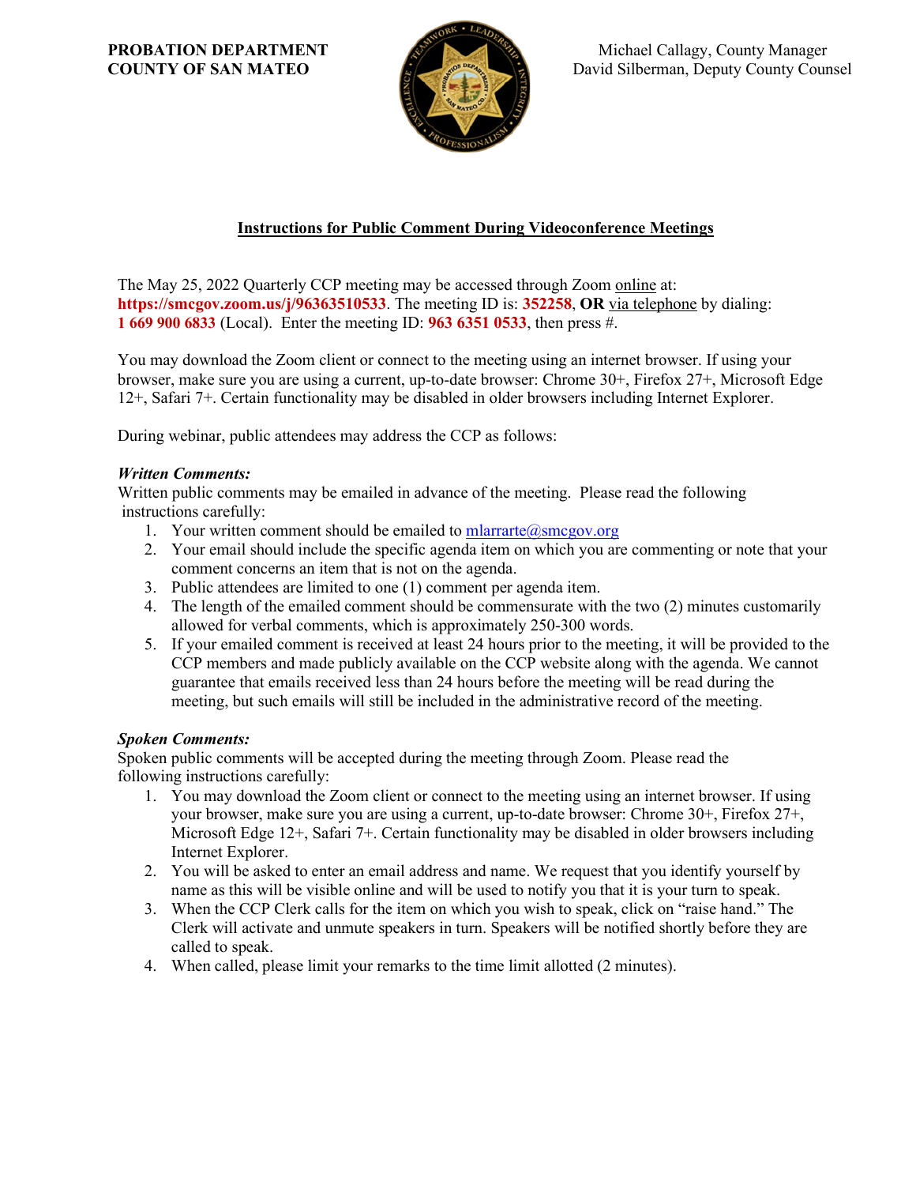**PROBATION DEPARTMENT**
**COUNTY OF SAN MATEO**

Michael Callagy, County Manager
David Silberman, Deputy County Counsel

## Instructions for Public Comment During Videoconference Meetings

The May 25, 2022 Quarterly CCP meeting may be accessed through Zoom online at: **https://smcgov.zoom.us/j/96363510533**. The meeting ID is: **352258**, **OR** via telephone by dialing: **1 669 900 6833** (Local). Enter the meeting ID: **963 6351 0533**, then press #.

You may download the Zoom client or connect to the meeting using an internet browser. If using your browser, make sure you are using a current, up-to-date browser: Chrome 30+, Firefox 27+, Microsoft Edge 12+, Safari 7+. Certain functionality may be disabled in older browsers including Internet Explorer.

During webinar, public attendees may address the CCP as follows:

***Written Comments:***

Written public comments may be emailed in advance of the meeting. Please read the following instructions carefully:

1. Your written comment should be emailed to mlarrarte@smcgov.org
2. Your email should include the specific agenda item on which you are commenting or note that your comment concerns an item that is not on the agenda.
3. Public attendees are limited to one (1) comment per agenda item.
4. The length of the emailed comment should be commensurate with the two (2) minutes customarily allowed for verbal comments, which is approximately 250-300 words.
5. If your emailed comment is received at least 24 hours prior to the meeting, it will be provided to the CCP members and made publicly available on the CCP website along with the agenda. We cannot guarantee that emails received less than 24 hours before the meeting will be read during the meeting, but such emails will still be included in the administrative record of the meeting.

***Spoken Comments:***

Spoken public comments will be accepted during the meeting through Zoom. Please read the following instructions carefully:

1. You may download the Zoom client or connect to the meeting using an internet browser. If using your browser, make sure you are using a current, up-to-date browser: Chrome 30+, Firefox 27+, Microsoft Edge 12+, Safari 7+. Certain functionality may be disabled in older browsers including Internet Explorer.
2. You will be asked to enter an email address and name. We request that you identify yourself by name as this will be visible online and will be used to notify you that it is your turn to speak.
3. When the CCP Clerk calls for the item on which you wish to speak, click on "raise hand." The Clerk will activate and unmute speakers in turn. Speakers will be notified shortly before they are called to speak.
4. When called, please limit your remarks to the time limit allotted (2 minutes).